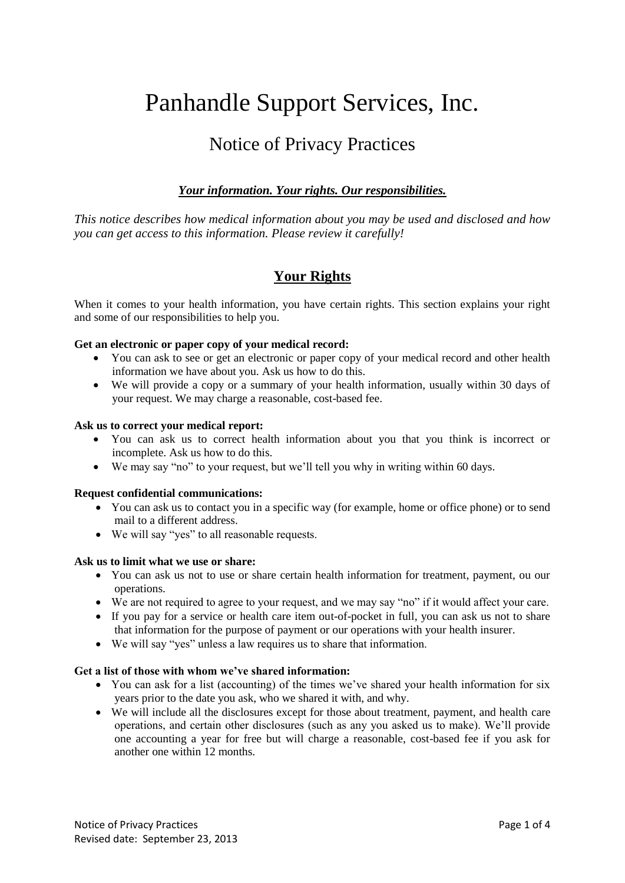# Panhandle Support Services, Inc.

## Notice of Privacy Practices

***Your information. Your rights. Our responsibilities.***

*This notice describes how medical information about you may be used and disclosed and how you can get access to this information. Please review it carefully!*

## Your Rights

When it comes to your health information, you have certain rights. This section explains your right and some of our responsibilities to help you.

**Get an electronic or paper copy of your medical record:**

- You can ask to see or get an electronic or paper copy of your medical record and other health information we have about you. Ask us how to do this.
- We will provide a copy or a summary of your health information, usually within 30 days of your request. We may charge a reasonable, cost-based fee.

**Ask us to correct your medical report:**

- You can ask us to correct health information about you that you think is incorrect or incomplete. Ask us how to do this.
- We may say "no" to your request, but we'll tell you why in writing within 60 days.

**Request confidential communications:**

- You can ask us to contact you in a specific way (for example, home or office phone) or to send mail to a different address.
- We will say "yes" to all reasonable requests.

**Ask us to limit what we use or share:**

- You can ask us not to use or share certain health information for treatment, payment, ou our operations.
- We are not required to agree to your request, and we may say "no" if it would affect your care.
- If you pay for a service or health care item out-of-pocket in full, you can ask us not to share that information for the purpose of payment or our operations with your health insurer.
- We will say "yes" unless a law requires us to share that information.

**Get a list of those with whom we've shared information:**

- You can ask for a list (accounting) of the times we've shared your health information for six years prior to the date you ask, who we shared it with, and why.
- We will include all the disclosures except for those about treatment, payment, and health care operations, and certain other disclosures (such as any you asked us to make). We'll provide one accounting a year for free but will charge a reasonable, cost-based fee if you ask for another one within 12 months.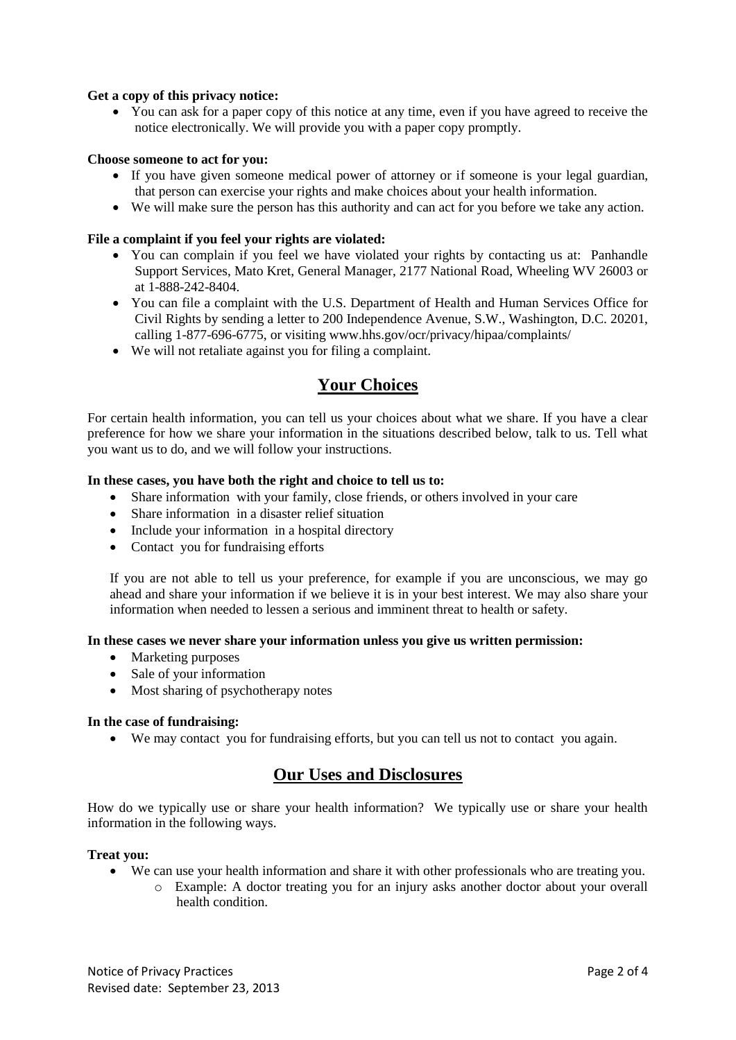**Get a copy of this privacy notice:**

- You can ask for a paper copy of this notice at any time, even if you have agreed to receive the notice electronically. We will provide you with a paper copy promptly.

**Choose someone to act for you:**

- If you have given someone medical power of attorney or if someone is your legal guardian, that person can exercise your rights and make choices about your health information.
- We will make sure the person has this authority and can act for you before we take any action.

**File a complaint if you feel your rights are violated:**

- You can complain if you feel we have violated your rights by contacting us at: Panhandle Support Services, Mato Kret, General Manager, 2177 National Road, Wheeling WV 26003 or at 1-888-242-8404.
- You can file a complaint with the U.S. Department of Health and Human Services Office for Civil Rights by sending a letter to 200 Independence Avenue, S.W., Washington, D.C. 20201, calling 1-877-696-6775, or visiting www.hhs.gov/ocr/privacy/hipaa/complaints/
- We will not retaliate against you for filing a complaint.

## Your Choices

For certain health information, you can tell us your choices about what we share. If you have a clear preference for how we share your information in the situations described below, talk to us. Tell what you want us to do, and we will follow your instructions.

**In these cases, you have both the right and choice to tell us to:**

- Share information with your family, close friends, or others involved in your care
- Share information in a disaster relief situation
- Include your information in a hospital directory
- Contact you for fundraising efforts

If you are not able to tell us your preference, for example if you are unconscious, we may go ahead and share your information if we believe it is in your best interest. We may also share your information when needed to lessen a serious and imminent threat to health or safety.

**In these cases we never share your information unless you give us written permission:**

- Marketing purposes
- Sale of your information
- Most sharing of psychotherapy notes

**In the case of fundraising:**

- We may contact you for fundraising efforts, but you can tell us not to contact you again.

## Our Uses and Disclosures

How do we typically use or share your health information? We typically use or share your health information in the following ways.

**Treat you:**

- We can use your health information and share it with other professionals who are treating you.
  - Example: A doctor treating you for an injury asks another doctor about your overall health condition.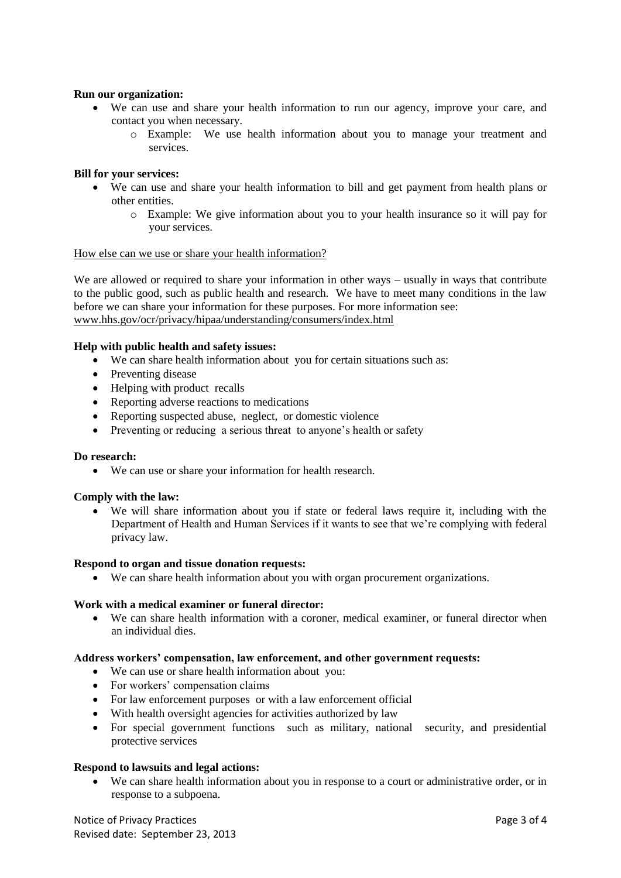**Run our organization:**

- We can use and share your health information to run our agency, improve your care, and contact you when necessary.
    - Example: We use health information about you to manage your treatment and services.

**Bill for your services:**

- We can use and share your health information to bill and get payment from health plans or other entities.
    - Example: We give information about you to your health insurance so it will pay for your services.

How else can we use or share your health information?

We are allowed or required to share your information in other ways – usually in ways that contribute to the public good, such as public health and research. We have to meet many conditions in the law before we can share your information for these purposes. For more information see: www.hhs.gov/ocr/privacy/hipaa/understanding/consumers/index.html

**Help with public health and safety issues:**

- We can share health information about you for certain situations such as:
- Preventing disease
- Helping with product recalls
- Reporting adverse reactions to medications
- Reporting suspected abuse, neglect, or domestic violence
- Preventing or reducing a serious threat to anyone's health or safety

**Do research:**

- We can use or share your information for health research.

**Comply with the law:**

- We will share information about you if state or federal laws require it, including with the Department of Health and Human Services if it wants to see that we're complying with federal privacy law.

**Respond to organ and tissue donation requests:**

- We can share health information about you with organ procurement organizations.

**Work with a medical examiner or funeral director:**

- We can share health information with a coroner, medical examiner, or funeral director when an individual dies.

**Address workers' compensation, law enforcement, and other government requests:**

- We can use or share health information about you:
- For workers' compensation claims
- For law enforcement purposes or with a law enforcement official
- With health oversight agencies for activities authorized by law
- For special government functions such as military, national security, and presidential protective services

**Respond to lawsuits and legal actions:**

- We can share health information about you in response to a court or administrative order, or in response to a subpoena.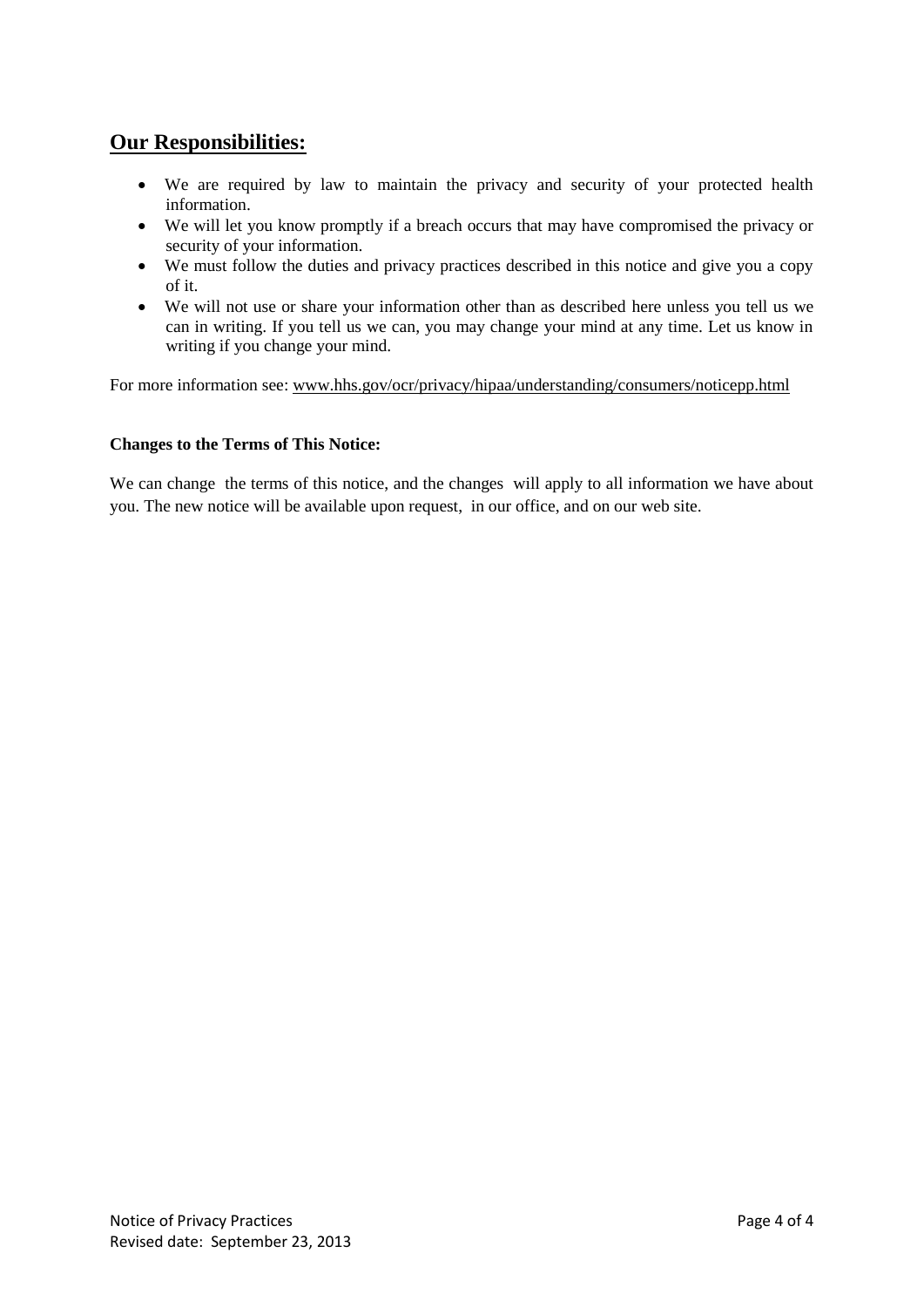## Our Responsibilities:

- We are required by law to maintain the privacy and security of your protected health information.
- We will let you know promptly if a breach occurs that may have compromised the privacy or security of your information.
- We must follow the duties and privacy practices described in this notice and give you a copy of it.
- We will not use or share your information other than as described here unless you tell us we can in writing. If you tell us we can, you may change your mind at any time. Let us know in writing if you change your mind.

For more information see: www.hhs.gov/ocr/privacy/hipaa/understanding/consumers/noticepp.html

**Changes to the Terms of This Notice:**

We can change the terms of this notice, and the changes will apply to all information we have about you. The new notice will be available upon request, in our office, and on our web site.